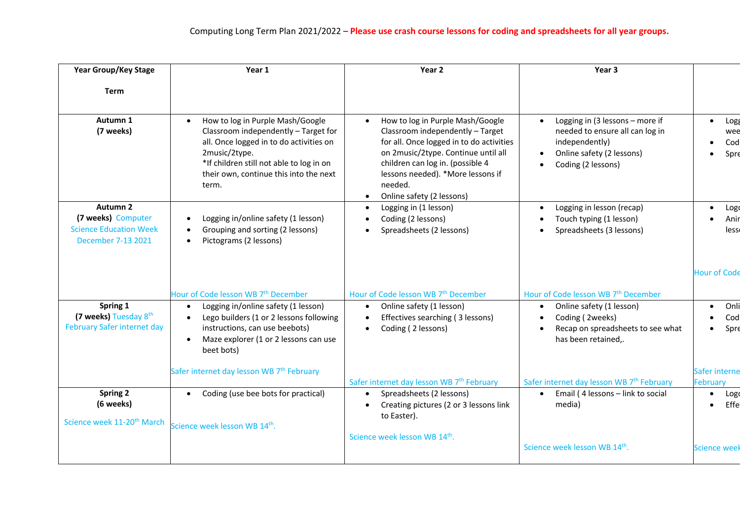Computing Long Term Plan 2021/2022 – **Please use crash course lessons for coding and spreadsheets for all year groups.**

| Year Group/Key Stage<br><br>Term | Year 1 | Year 2 | Year 3 | |
|---|---|---|---|---|
| **Autumn 1**<br>**(7 weeks)** | • How to log in Purple Mash/Google Classroom independently – Target for all. Once logged in to do activities on 2music/2type.<br>*If children still not able to log in on their own, continue this into the next term. | • How to log in Purple Mash/Google Classroom independently – Target for all. Once logged in to do activities on 2music/2type. Continue until all children can log in. (possible 4 lessons needed). *More lessons if needed.<br>• Online safety (2 lessons) | • Logging in (3 lessons – more if needed to ensure all can log in independently)<br>• Online safety (2 lessons)<br>• Coding (2 lessons) | • Logg wee<br>• Cod<br>• Spre |
| **Autumn 2**<br>**(7 weeks)** Computer Science Education Week December 7-13 2021 | • Logging in/online safety (1 lesson)<br>• Grouping and sorting (2 lessons)<br>• Pictograms (2 lessons)<br><br>Hour of Code lesson WB 7th December | • Logging in (1 lesson)<br>• Coding (2 lessons)<br>• Spreadsheets (2 lessons)<br><br>Hour of Code lesson WB 7th December | • Logging in lesson (recap)<br>• Touch typing (1 lesson)<br>• Spreadsheets (3 lessons)<br><br>Hour of Code lesson WB 7th December | • Logo<br>• Anir less<br><br>Hour of Code |
| **Spring 1**<br>**(7 weeks)** Tuesday 8th February Safer internet day | • Logging in/online safety (1 lesson)<br>• Lego builders (1 or 2 lessons following instructions, can use beebots)<br>• Maze explorer (1 or 2 lessons can use beet bots)<br><br>Safer internet day lesson WB 7th February | • Online safety (1 lesson)<br>• Effectives searching ( 3 lessons)<br>• Coding ( 2 lessons)<br><br>Safer internet day lesson WB 7th February | • Online safety (1 lesson)<br>• Coding ( 2weeks)<br>• Recap on spreadsheets to see what has been retained,.<br><br>Safer internet day lesson WB 7th February | • Onli<br>• Cod<br>• Spre<br><br>Safer interne February |
| **Spring 2**<br>**(6 weeks)**<br><br>Science week 11-20th March | • Coding (use bee bots for practical)<br><br>Science week lesson WB 14th. | • Spreadsheets (2 lessons)<br>• Creating pictures (2 or 3 lessons link to Easter).<br><br>Science week lesson WB 14th. | • Email ( 4 lessons – link to social media)<br><br>Science week lesson WB 14th. | • Logo<br>• Effe<br><br>Science week |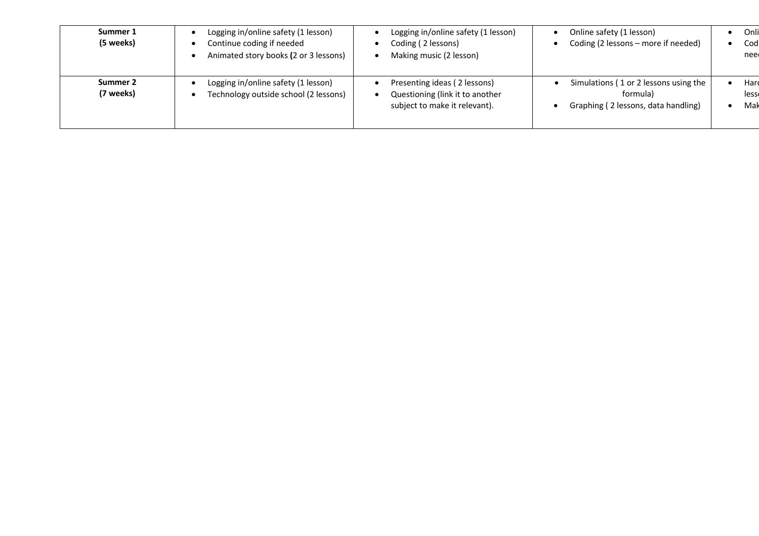| | | | | |
|---|---|---|---|---|
| **Summer 1 (5 weeks)** | • Logging in/online safety (1 lesson)<br>• Continue coding if needed<br>• Animated story books **(**2 or 3 lessons) | • Logging in/online safety (1 lesson)<br>• Coding ( 2 lessons)<br>• Making music (2 lesson) | • Online safety (1 lesson)<br>• Coding (2 lessons – more if needed) | • Onli<br>• Cod nee |
| **Summer 2 (7 weeks)** | • Logging in/online safety (1 lesson)<br>• Technology outside school (2 lessons) | • Presenting ideas ( 2 lessons)<br>• Questioning (link it to another subject to make it relevant). | • Simulations ( 1 or 2 lessons using the formula)<br>• Graphing ( 2 lessons, data handling) | • Hard less<br>• Mak |